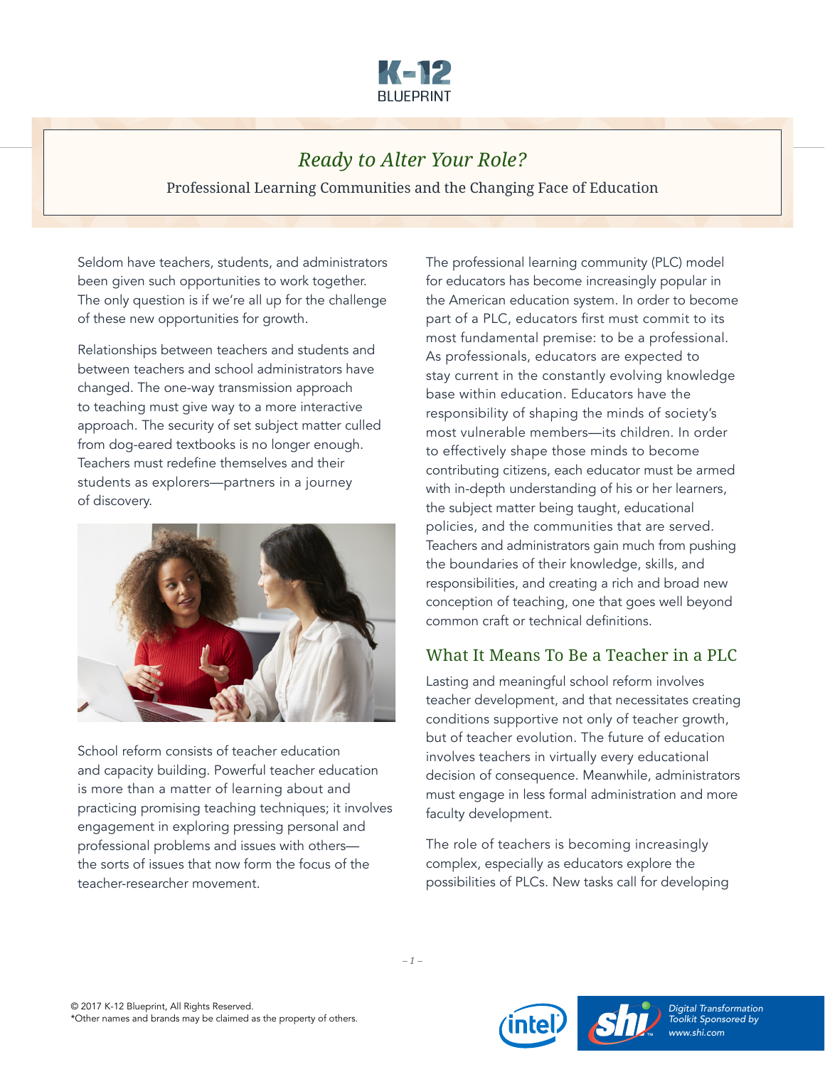# Ready to Alter Your Role?

Professional Learning Communities and the Changing Face of Education

Seldom have teachers, students, and administrators been given such opportunities to work together. The only question is if we're all up for the challenge of these new opportunities for growth.

Relationships between teachers and students and between teachers and school administrators have changed. The one-way transmission approach to teaching must give way to a more interactive approach. The security of set subject matter culled from dog-eared textbooks is no longer enough. Teachers must redefine themselves and their students as explorers—partners in a journey of discovery.

School reform consists of teacher education and capacity building. Powerful teacher education is more than a matter of learning about and practicing promising teaching techniques; it involves engagement in exploring pressing personal and professional problems and issues with others—the sorts of issues that now form the focus of the teacher-researcher movement.

The professional learning community (PLC) model for educators has become increasingly popular in the American education system. In order to become part of a PLC, educators first must commit to its most fundamental premise: to be a professional. As professionals, educators are expected to stay current in the constantly evolving knowledge base within education. Educators have the responsibility of shaping the minds of society's most vulnerable members—its children. In order to effectively shape those minds to become contributing citizens, each educator must be armed with in-depth understanding of his or her learners, the subject matter being taught, educational policies, and the communities that are served. Teachers and administrators gain much from pushing the boundaries of their knowledge, skills, and responsibilities, and creating a rich and broad new conception of teaching, one that goes well beyond common craft or technical definitions.

## What It Means To Be a Teacher in a PLC

Lasting and meaningful school reform involves teacher development, and that necessitates creating conditions supportive not only of teacher growth, but of teacher evolution. The future of education involves teachers in virtually every educational decision of consequence. Meanwhile, administrators must engage in less formal administration and more faculty development.

The role of teachers is becoming increasingly complex, especially as educators explore the possibilities of PLCs. New tasks call for developing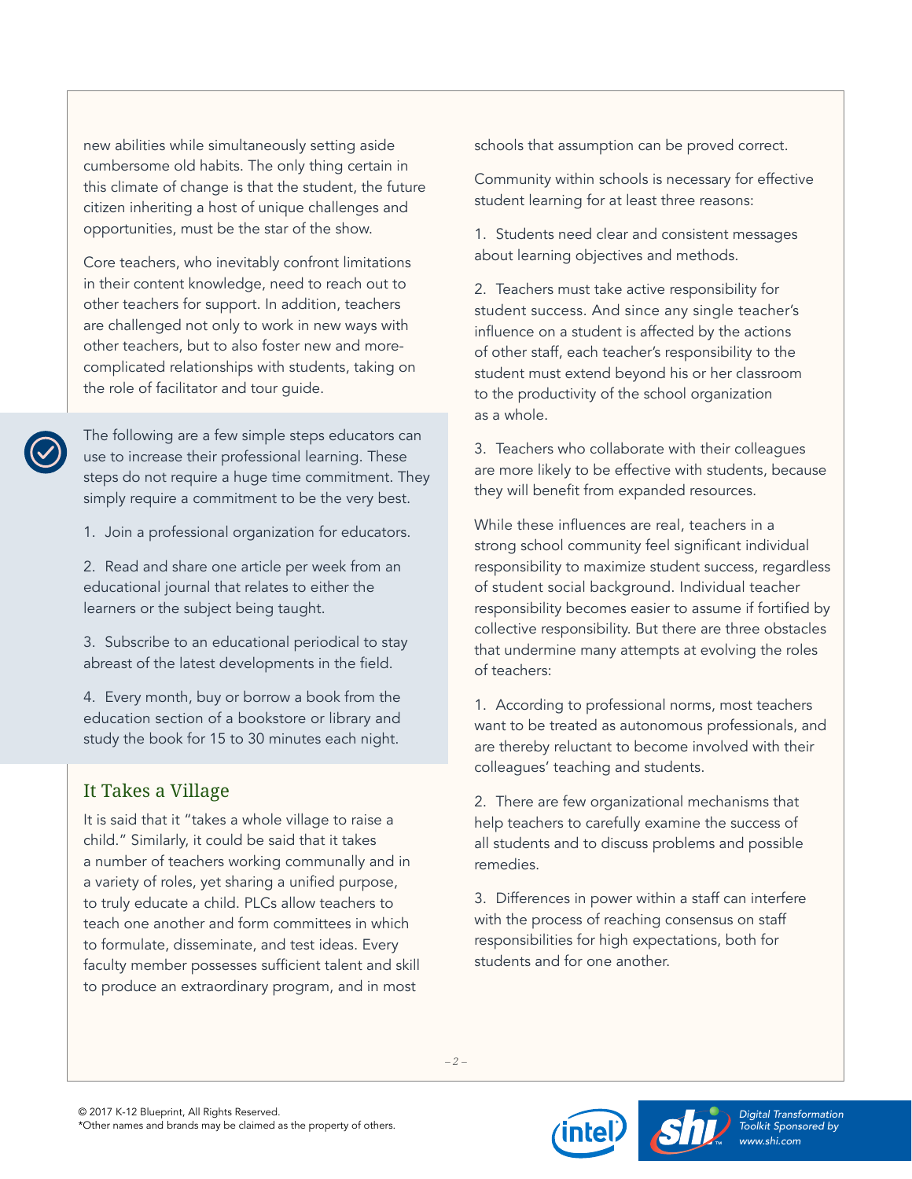new abilities while simultaneously setting aside cumbersome old habits. The only thing certain in this climate of change is that the student, the future citizen inheriting a host of unique challenges and opportunities, must be the star of the show.

Core teachers, who inevitably confront limitations in their content knowledge, need to reach out to other teachers for support. In addition, teachers are challenged not only to work in new ways with other teachers, but to also foster new and more-complicated relationships with students, taking on the role of facilitator and tour guide.

The following are a few simple steps educators can use to increase their professional learning. These steps do not require a huge time commitment. They simply require a commitment to be the very best.

1. Join a professional organization for educators.

2. Read and share one article per week from an educational journal that relates to either the learners or the subject being taught.

3. Subscribe to an educational periodical to stay abreast of the latest developments in the field.

4. Every month, buy or borrow a book from the education section of a bookstore or library and study the book for 15 to 30 minutes each night.

## It Takes a Village

It is said that it "takes a whole village to raise a child." Similarly, it could be said that it takes a number of teachers working communally and in a variety of roles, yet sharing a unified purpose, to truly educate a child. PLCs allow teachers to teach one another and form committees in which to formulate, disseminate, and test ideas. Every faculty member possesses sufficient talent and skill to produce an extraordinary program, and in most schools that assumption can be proved correct.

Community within schools is necessary for effective student learning for at least three reasons:

1. Students need clear and consistent messages about learning objectives and methods.

2. Teachers must take active responsibility for student success. And since any single teacher's influence on a student is affected by the actions of other staff, each teacher's responsibility to the student must extend beyond his or her classroom to the productivity of the school organization as a whole.

3. Teachers who collaborate with their colleagues are more likely to be effective with students, because they will benefit from expanded resources.

While these influences are real, teachers in a strong school community feel significant individual responsibility to maximize student success, regardless of student social background. Individual teacher responsibility becomes easier to assume if fortified by collective responsibility. But there are three obstacles that undermine many attempts at evolving the roles of teachers:

1. According to professional norms, most teachers want to be treated as autonomous professionals, and are thereby reluctant to become involved with their colleagues' teaching and students.

2. There are few organizational mechanisms that help teachers to carefully examine the success of all students and to discuss problems and possible remedies.

3. Differences in power within a staff can interfere with the process of reaching consensus on staff responsibilities for high expectations, both for students and for one another.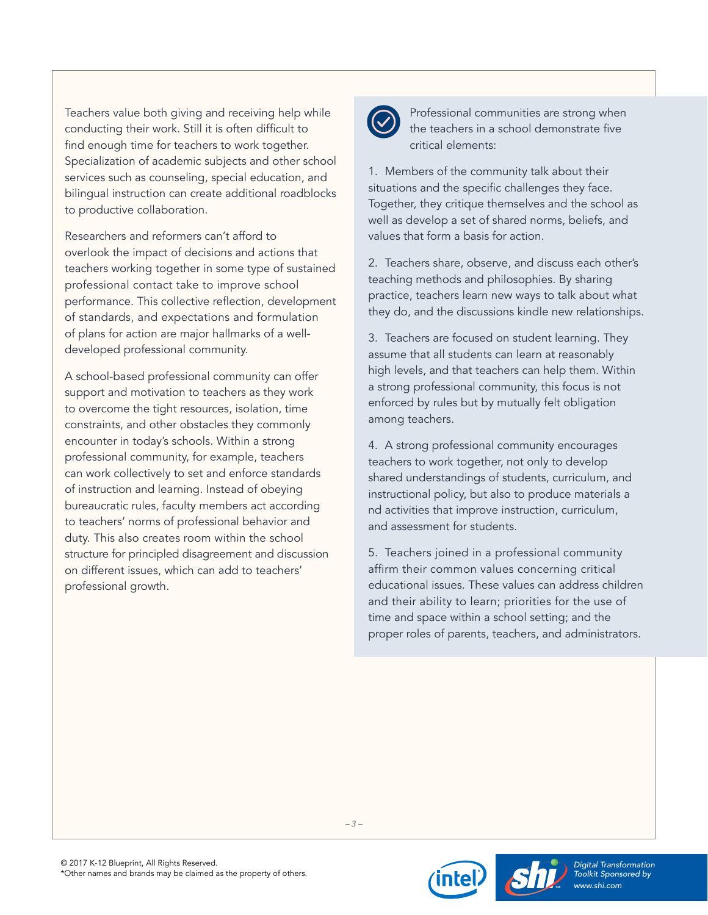Teachers value both giving and receiving help while conducting their work. Still it is often difficult to find enough time for teachers to work together. Specialization of academic subjects and other school services such as counseling, special education, and bilingual instruction can create additional roadblocks to productive collaboration.

Researchers and reformers can't afford to overlook the impact of decisions and actions that teachers working together in some type of sustained professional contact take to improve school performance. This collective reflection, development of standards, and expectations and formulation of plans for action are major hallmarks of a well-developed professional community.

A school-based professional community can offer support and motivation to teachers as they work to overcome the tight resources, isolation, time constraints, and other obstacles they commonly encounter in today's schools. Within a strong professional community, for example, teachers can work collectively to set and enforce standards of instruction and learning. Instead of obeying bureaucratic rules, faculty members act according to teachers' norms of professional behavior and duty. This also creates room within the school structure for principled disagreement and discussion on different issues, which can add to teachers' professional growth.

Professional communities are strong when the teachers in a school demonstrate five critical elements:

1. Members of the community talk about their situations and the specific challenges they face. Together, they critique themselves and the school as well as develop a set of shared norms, beliefs, and values that form a basis for action.

2. Teachers share, observe, and discuss each other's teaching methods and philosophies. By sharing practice, teachers learn new ways to talk about what they do, and the discussions kindle new relationships.

3. Teachers are focused on student learning. They assume that all students can learn at reasonably high levels, and that teachers can help them. Within a strong professional community, this focus is not enforced by rules but by mutually felt obligation among teachers.

4. A strong professional community encourages teachers to work together, not only to develop shared understandings of students, curriculum, and instructional policy, but also to produce materials a nd activities that improve instruction, curriculum, and assessment for students.

5. Teachers joined in a professional community affirm their common values concerning critical educational issues. These values can address children and their ability to learn; priorities for the use of time and space within a school setting; and the proper roles of parents, teachers, and administrators.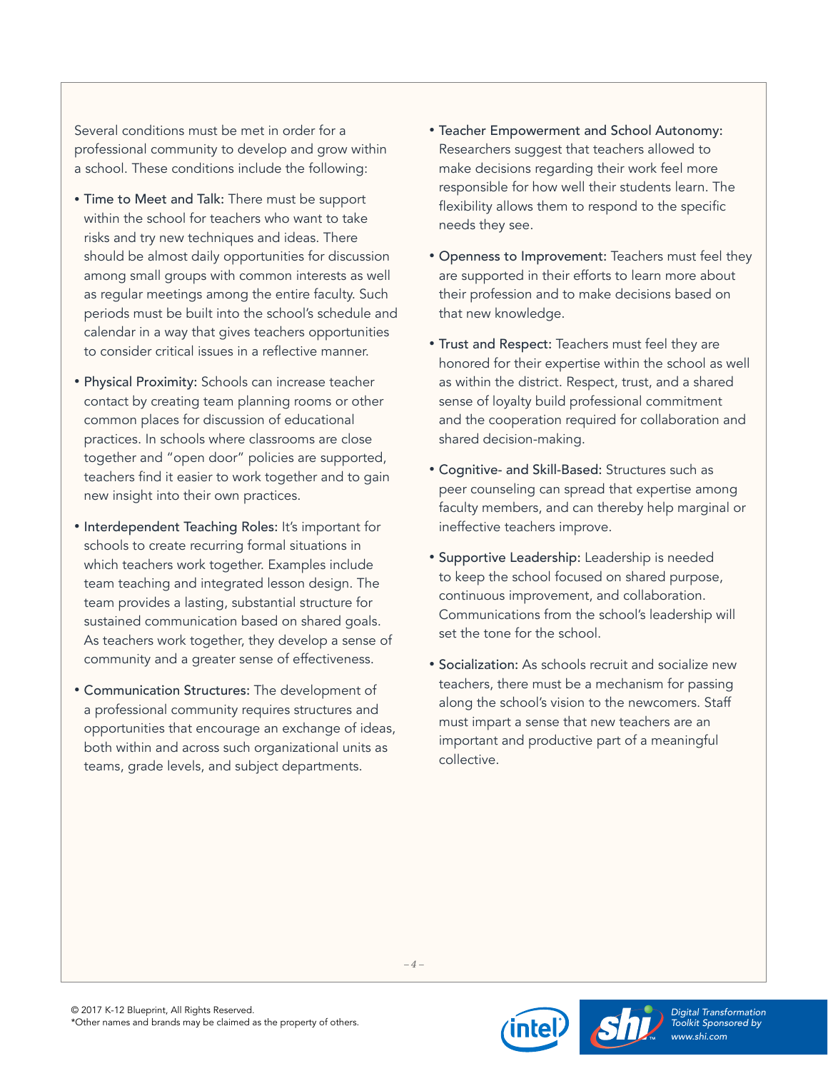Several conditions must be met in order for a professional community to develop and grow within a school. These conditions include the following:

- **Time to Meet and Talk:** There must be support within the school for teachers who want to take risks and try new techniques and ideas. There should be almost daily opportunities for discussion among small groups with common interests as well as regular meetings among the entire faculty. Such periods must be built into the school's schedule and calendar in a way that gives teachers opportunities to consider critical issues in a reflective manner.
- **Physical Proximity:** Schools can increase teacher contact by creating team planning rooms or other common places for discussion of educational practices. In schools where classrooms are close together and "open door" policies are supported, teachers find it easier to work together and to gain new insight into their own practices.
- **Interdependent Teaching Roles:** It's important for schools to create recurring formal situations in which teachers work together. Examples include team teaching and integrated lesson design. The team provides a lasting, substantial structure for sustained communication based on shared goals. As teachers work together, they develop a sense of community and a greater sense of effectiveness.
- **Communication Structures:** The development of a professional community requires structures and opportunities that encourage an exchange of ideas, both within and across such organizational units as teams, grade levels, and subject departments.
- **Teacher Empowerment and School Autonomy:** Researchers suggest that teachers allowed to make decisions regarding their work feel more responsible for how well their students learn. The flexibility allows them to respond to the specific needs they see.
- **Openness to Improvement:** Teachers must feel they are supported in their efforts to learn more about their profession and to make decisions based on that new knowledge.
- **Trust and Respect:** Teachers must feel they are honored for their expertise within the school as well as within the district. Respect, trust, and a shared sense of loyalty build professional commitment and the cooperation required for collaboration and shared decision-making.
- **Cognitive- and Skill-Based:** Structures such as peer counseling can spread that expertise among faculty members, and can thereby help marginal or ineffective teachers improve.
- **Supportive Leadership:** Leadership is needed to keep the school focused on shared purpose, continuous improvement, and collaboration. Communications from the school's leadership will set the tone for the school.
- **Socialization:** As schools recruit and socialize new teachers, there must be a mechanism for passing along the school's vision to the newcomers. Staff must impart a sense that new teachers are an important and productive part of a meaningful collective.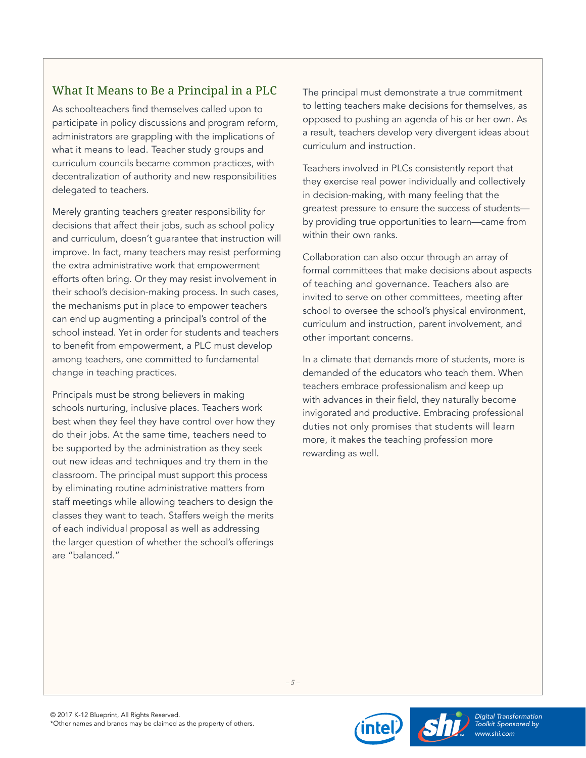## What It Means to Be a Principal in a PLC

As schoolteachers find themselves called upon to participate in policy discussions and program reform, administrators are grappling with the implications of what it means to lead. Teacher study groups and curriculum councils became common practices, with decentralization of authority and new responsibilities delegated to teachers.

Merely granting teachers greater responsibility for decisions that affect their jobs, such as school policy and curriculum, doesn't guarantee that instruction will improve. In fact, many teachers may resist performing the extra administrative work that empowerment efforts often bring. Or they may resist involvement in their school's decision-making process. In such cases, the mechanisms put in place to empower teachers can end up augmenting a principal's control of the school instead. Yet in order for students and teachers to benefit from empowerment, a PLC must develop among teachers, one committed to fundamental change in teaching practices.

Principals must be strong believers in making schools nurturing, inclusive places. Teachers work best when they feel they have control over how they do their jobs. At the same time, teachers need to be supported by the administration as they seek out new ideas and techniques and try them in the classroom. The principal must support this process by eliminating routine administrative matters from staff meetings while allowing teachers to design the classes they want to teach. Staffers weigh the merits of each individual proposal as well as addressing the larger question of whether the school's offerings are "balanced."

The principal must demonstrate a true commitment to letting teachers make decisions for themselves, as opposed to pushing an agenda of his or her own. As a result, teachers develop very divergent ideas about curriculum and instruction.

Teachers involved in PLCs consistently report that they exercise real power individually and collectively in decision-making, with many feeling that the greatest pressure to ensure the success of students—by providing true opportunities to learn—came from within their own ranks.

Collaboration can also occur through an array of formal committees that make decisions about aspects of teaching and governance. Teachers also are invited to serve on other committees, meeting after school to oversee the school's physical environment, curriculum and instruction, parent involvement, and other important concerns.

In a climate that demands more of students, more is demanded of the educators who teach them. When teachers embrace professionalism and keep up with advances in their field, they naturally become invigorated and productive. Embracing professional duties not only promises that students will learn more, it makes the teaching profession more rewarding as well.

© 2017 K-12 Blueprint, All Rights Reserved.
*Other names and brands may be claimed as the property of others.

*Digital Transformation Toolkit Sponsored by www.shi.com*